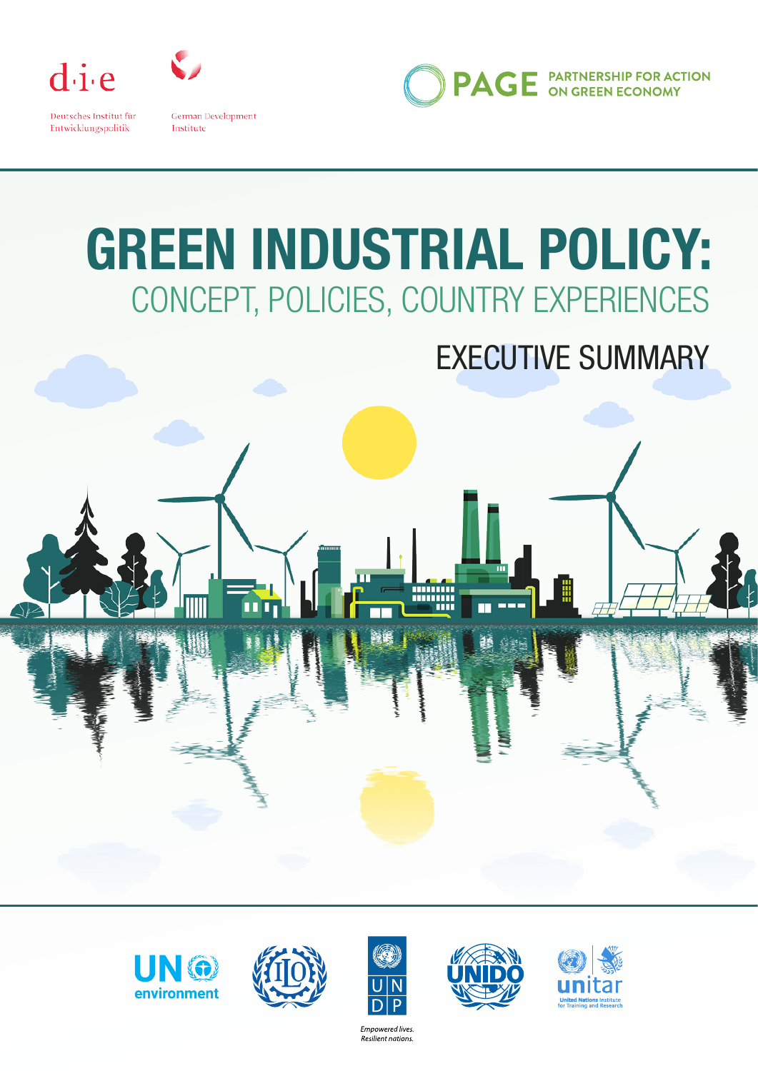d·i·e

Deutsches Institut für Entwicklungspolitik

German Development Institute

PAGE PARTNERSHIP FOR ACTION ON GREEN ECONOMY

# GREEN INDUSTRIAL POLICY:

## CONCEPT, POLICIES, COUNTRY EXPERIENCES

## EXECUTIVE SUMMARY

UN environment

ILO

UNDP

*Empowered lives. Resilient nations.*

UNIDO

unitar United Nations Institute for Training and Research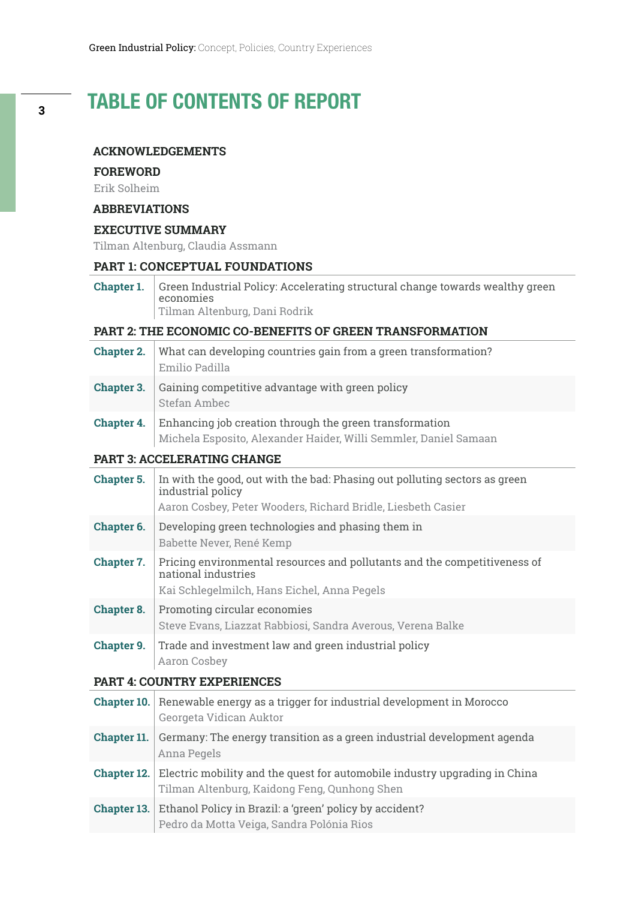# TABLE OF CONTENTS OF REPORT

**ACKNOWLEDGEMENTS**

**FOREWORD**
Erik Solheim

**ABBREVIATIONS**

**EXECUTIVE SUMMARY**
Tilman Altenburg, Claudia Assmann

## PART 1: CONCEPTUAL FOUNDATIONS

| | |
|---|---|
| **Chapter 1.** | Green Industrial Policy: Accelerating structural change towards wealthy green economies<br>Tilman Altenburg, Dani Rodrik |

## PART 2: THE ECONOMIC CO-BENEFITS OF GREEN TRANSFORMATION

| | |
|---|---|
| **Chapter 2.** | What can developing countries gain from a green transformation?<br>Emilio Padilla |
| **Chapter 3.** | Gaining competitive advantage with green policy<br>Stefan Ambec |
| **Chapter 4.** | Enhancing job creation through the green transformation<br>Michela Esposito, Alexander Haider, Willi Semmler, Daniel Samaan |

## PART 3: ACCELERATING CHANGE

| | |
|---|---|
| **Chapter 5.** | In with the good, out with the bad: Phasing out polluting sectors as green industrial policy<br>Aaron Cosbey, Peter Wooders, Richard Bridle, Liesbeth Casier |
| **Chapter 6.** | Developing green technologies and phasing them in<br>Babette Never, René Kemp |
| **Chapter 7.** | Pricing environmental resources and pollutants and the competitiveness of national industries<br>Kai Schlegelmilch, Hans Eichel, Anna Pegels |
| **Chapter 8.** | Promoting circular economies<br>Steve Evans, Liazzat Rabbiosi, Sandra Averous, Verena Balke |
| **Chapter 9.** | Trade and investment law and green industrial policy<br>Aaron Cosbey |

## PART 4: COUNTRY EXPERIENCES

| | |
|---|---|
| **Chapter 10.** | Renewable energy as a trigger for industrial development in Morocco<br>Georgeta Vidican Auktor |
| **Chapter 11.** | Germany: The energy transition as a green industrial development agenda<br>Anna Pegels |
| **Chapter 12.** | Electric mobility and the quest for automobile industry upgrading in China<br>Tilman Altenburg, Kaidong Feng, Qunhong Shen |
| **Chapter 13.** | Ethanol Policy in Brazil: a 'green' policy by accident?<br>Pedro da Motta Veiga, Sandra Polónia Rios |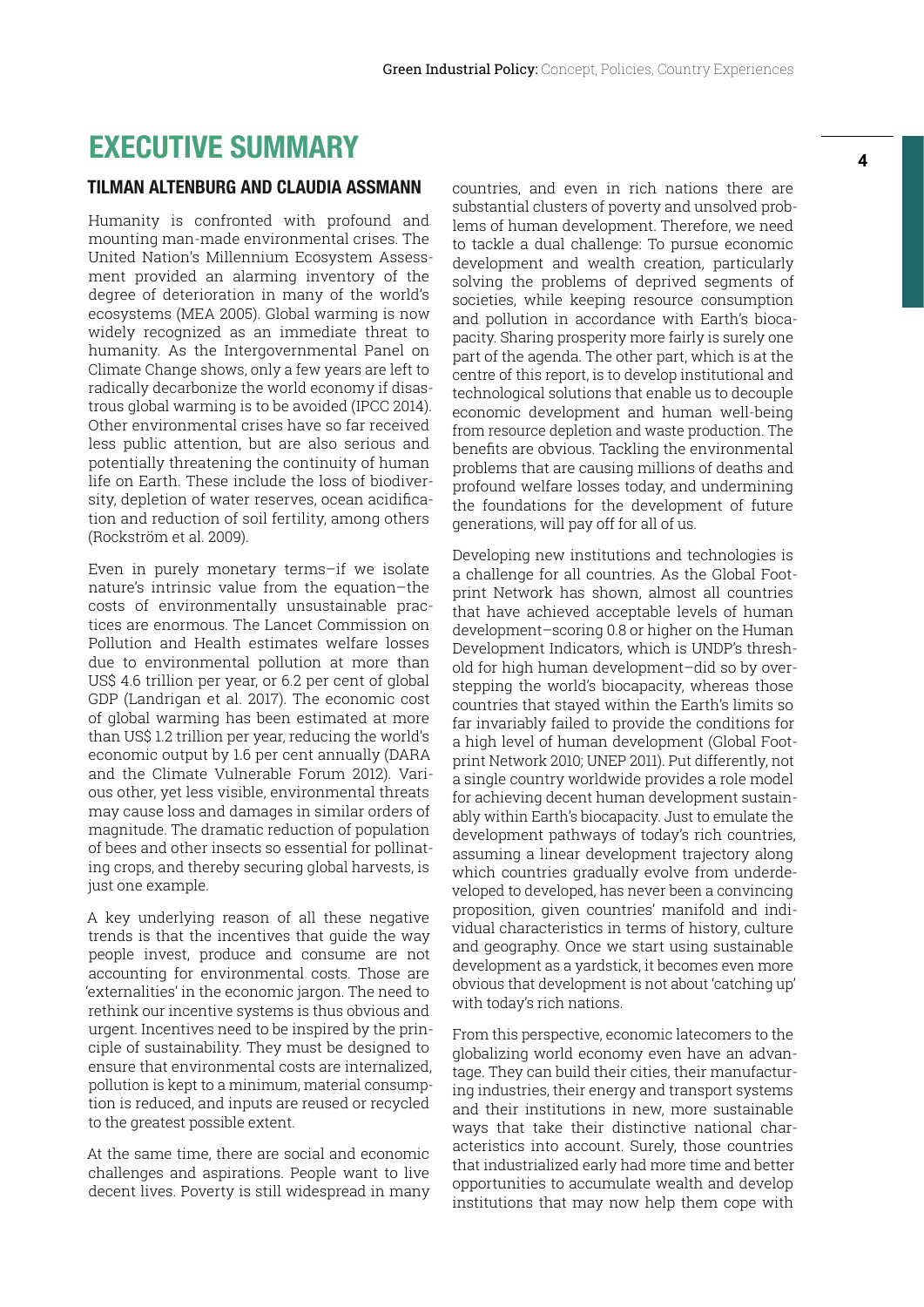# EXECUTIVE SUMMARY

### TILMAN ALTENBURG AND CLAUDIA ASSMANN

Humanity is confronted with profound and mounting man-made environmental crises. The United Nation's Millennium Ecosystem Assessment provided an alarming inventory of the degree of deterioration in many of the world's ecosystems (MEA 2005). Global warming is now widely recognized as an immediate threat to humanity. As the Intergovernmental Panel on Climate Change shows, only a few years are left to radically decarbonize the world economy if disastrous global warming is to be avoided (IPCC 2014). Other environmental crises have so far received less public attention, but are also serious and potentially threatening the continuity of human life on Earth. These include the loss of biodiversity, depletion of water reserves, ocean acidification and reduction of soil fertility, among others (Rockström et al. 2009).

Even in purely monetary terms–if we isolate nature's intrinsic value from the equation–the costs of environmentally unsustainable practices are enormous. The Lancet Commission on Pollution and Health estimates welfare losses due to environmental pollution at more than US$ 4.6 trillion per year, or 6.2 per cent of global GDP (Landrigan et al. 2017). The economic cost of global warming has been estimated at more than US$ 1.2 trillion per year, reducing the world's economic output by 1.6 per cent annually (DARA and the Climate Vulnerable Forum 2012). Various other, yet less visible, environmental threats may cause loss and damages in similar orders of magnitude. The dramatic reduction of population of bees and other insects so essential for pollinating crops, and thereby securing global harvests, is just one example.

A key underlying reason of all these negative trends is that the incentives that guide the way people invest, produce and consume are not accounting for environmental costs. Those are 'externalities' in the economic jargon. The need to rethink our incentive systems is thus obvious and urgent. Incentives need to be inspired by the principle of sustainability. They must be designed to ensure that environmental costs are internalized, pollution is kept to a minimum, material consumption is reduced, and inputs are reused or recycled to the greatest possible extent.

At the same time, there are social and economic challenges and aspirations. People want to live decent lives. Poverty is still widespread in many countries, and even in rich nations there are substantial clusters of poverty and unsolved problems of human development. Therefore, we need to tackle a dual challenge: To pursue economic development and wealth creation, particularly solving the problems of deprived segments of societies, while keeping resource consumption and pollution in accordance with Earth's biocapacity. Sharing prosperity more fairly is surely one part of the agenda. The other part, which is at the centre of this report, is to develop institutional and technological solutions that enable us to decouple economic development and human well-being from resource depletion and waste production. The benefits are obvious. Tackling the environmental problems that are causing millions of deaths and profound welfare losses today, and undermining the foundations for the development of future generations, will pay off for all of us.

Developing new institutions and technologies is a challenge for all countries. As the Global Footprint Network has shown, almost all countries that have achieved acceptable levels of human development–scoring 0.8 or higher on the Human Development Indicators, which is UNDP's threshold for high human development–did so by overstepping the world's biocapacity, whereas those countries that stayed within the Earth's limits so far invariably failed to provide the conditions for a high level of human development (Global Footprint Network 2010; UNEP 2011). Put differently, not a single country worldwide provides a role model for achieving decent human development sustainably within Earth's biocapacity. Just to emulate the development pathways of today's rich countries, assuming a linear development trajectory along which countries gradually evolve from underdeveloped to developed, has never been a convincing proposition, given countries' manifold and individual characteristics in terms of history, culture and geography. Once we start using sustainable development as a yardstick, it becomes even more obvious that development is not about 'catching up' with today's rich nations.

From this perspective, economic latecomers to the globalizing world economy even have an advantage. They can build their cities, their manufacturing industries, their energy and transport systems and their institutions in new, more sustainable ways that take their distinctive national characteristics into account. Surely, those countries that industrialized early had more time and better opportunities to accumulate wealth and develop institutions that may now help them cope with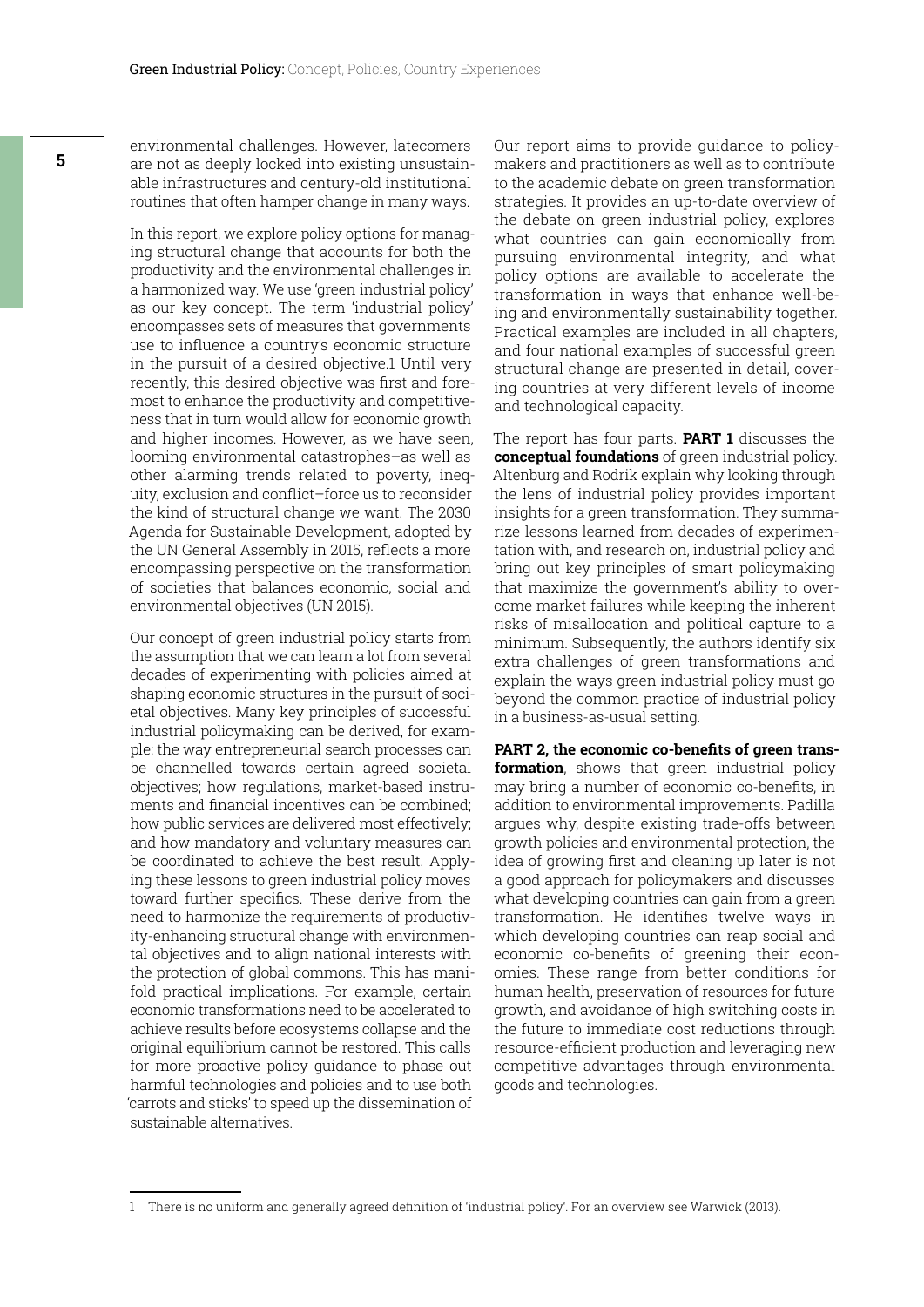environmental challenges. However, latecomers are not as deeply locked into existing unsustainable infrastructures and century-old institutional routines that often hamper change in many ways.

In this report, we explore policy options for managing structural change that accounts for both the productivity and the environmental challenges in a harmonized way. We use 'green industrial policy' as our key concept. The term 'industrial policy' encompasses sets of measures that governments use to influence a country's economic structure in the pursuit of a desired objective.[1] Until very recently, this desired objective was first and foremost to enhance the productivity and competitiveness that in turn would allow for economic growth and higher incomes. However, as we have seen, looming environmental catastrophes–as well as other alarming trends related to poverty, inequity, exclusion and conflict–force us to reconsider the kind of structural change we want. The 2030 Agenda for Sustainable Development, adopted by the UN General Assembly in 2015, reflects a more encompassing perspective on the transformation of societies that balances economic, social and environmental objectives (UN 2015).

Our concept of green industrial policy starts from the assumption that we can learn a lot from several decades of experimenting with policies aimed at shaping economic structures in the pursuit of societal objectives. Many key principles of successful industrial policymaking can be derived, for example: the way entrepreneurial search processes can be channelled towards certain agreed societal objectives; how regulations, market-based instruments and financial incentives can be combined; how public services are delivered most effectively; and how mandatory and voluntary measures can be coordinated to achieve the best result. Applying these lessons to green industrial policy moves toward further specifics. These derive from the need to harmonize the requirements of productivity-enhancing structural change with environmental objectives and to align national interests with the protection of global commons. This has manifold practical implications. For example, certain economic transformations need to be accelerated to achieve results before ecosystems collapse and the original equilibrium cannot be restored. This calls for more proactive policy guidance to phase out harmful technologies and policies and to use both 'carrots and sticks' to speed up the dissemination of sustainable alternatives.

Our report aims to provide guidance to policymakers and practitioners as well as to contribute to the academic debate on green transformation strategies. It provides an up-to-date overview of the debate on green industrial policy, explores what countries can gain economically from pursuing environmental integrity, and what policy options are available to accelerate the transformation in ways that enhance well-being and environmentally sustainability together. Practical examples are included in all chapters, and four national examples of successful green structural change are presented in detail, covering countries at very different levels of income and technological capacity.

The report has four parts. **PART 1** discusses the **conceptual foundations** of green industrial policy. Altenburg and Rodrik explain why looking through the lens of industrial policy provides important insights for a green transformation. They summarize lessons learned from decades of experimentation with, and research on, industrial policy and bring out key principles of smart policymaking that maximize the government's ability to overcome market failures while keeping the inherent risks of misallocation and political capture to a minimum. Subsequently, the authors identify six extra challenges of green transformations and explain the ways green industrial policy must go beyond the common practice of industrial policy in a business-as-usual setting.

**PART 2, the economic co-benefits of green transformation**, shows that green industrial policy may bring a number of economic co-benefits, in addition to environmental improvements. Padilla argues why, despite existing trade-offs between growth policies and environmental protection, the idea of growing first and cleaning up later is not a good approach for policymakers and discusses what developing countries can gain from a green transformation. He identifies twelve ways in which developing countries can reap social and economic co-benefits of greening their economies. These range from better conditions for human health, preservation of resources for future growth, and avoidance of high switching costs in the future to immediate cost reductions through resource-efficient production and leveraging new competitive advantages through environmental goods and technologies.

---

1 There is no uniform and generally agreed definition of 'industrial policy'. For an overview see Warwick (2013).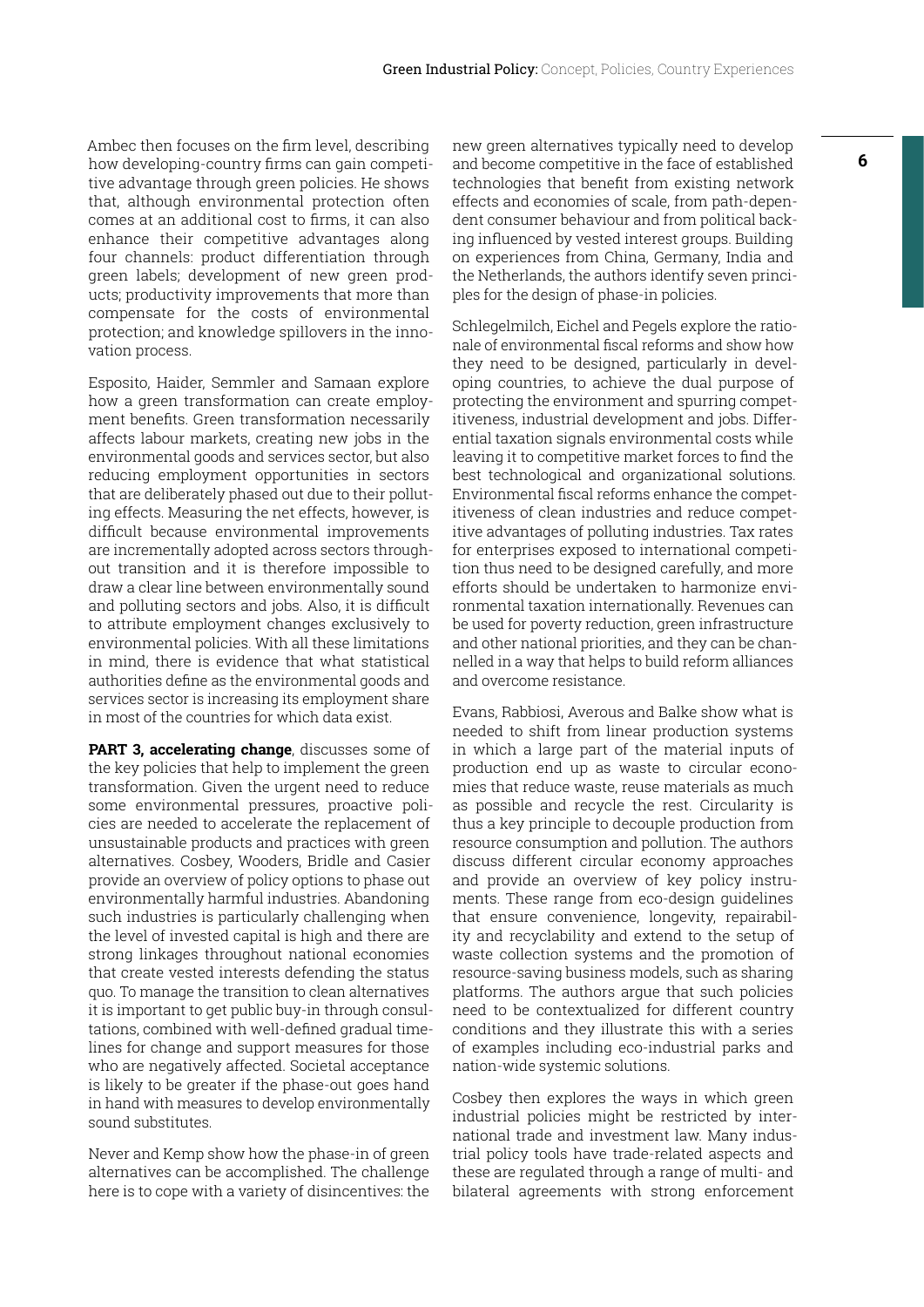Ambec then focuses on the firm level, describing how developing-country firms can gain competitive advantage through green policies. He shows that, although environmental protection often comes at an additional cost to firms, it can also enhance their competitive advantages along four channels: product differentiation through green labels; development of new green products; productivity improvements that more than compensate for the costs of environmental protection; and knowledge spillovers in the innovation process.

Esposito, Haider, Semmler and Samaan explore how a green transformation can create employment benefits. Green transformation necessarily affects labour markets, creating new jobs in the environmental goods and services sector, but also reducing employment opportunities in sectors that are deliberately phased out due to their polluting effects. Measuring the net effects, however, is difficult because environmental improvements are incrementally adopted across sectors throughout transition and it is therefore impossible to draw a clear line between environmentally sound and polluting sectors and jobs. Also, it is difficult to attribute employment changes exclusively to environmental policies. With all these limitations in mind, there is evidence that what statistical authorities define as the environmental goods and services sector is increasing its employment share in most of the countries for which data exist.

**PART 3, accelerating change**, discusses some of the key policies that help to implement the green transformation. Given the urgent need to reduce some environmental pressures, proactive policies are needed to accelerate the replacement of unsustainable products and practices with green alternatives. Cosbey, Wooders, Bridle and Casier provide an overview of policy options to phase out environmentally harmful industries. Abandoning such industries is particularly challenging when the level of invested capital is high and there are strong linkages throughout national economies that create vested interests defending the status quo. To manage the transition to clean alternatives it is important to get public buy-in through consultations, combined with well-defined gradual timelines for change and support measures for those who are negatively affected. Societal acceptance is likely to be greater if the phase-out goes hand in hand with measures to develop environmentally sound substitutes.

Never and Kemp show how the phase-in of green alternatives can be accomplished. The challenge here is to cope with a variety of disincentives: the new green alternatives typically need to develop and become competitive in the face of established technologies that benefit from existing network effects and economies of scale, from path-dependent consumer behaviour and from political backing influenced by vested interest groups. Building on experiences from China, Germany, India and the Netherlands, the authors identify seven principles for the design of phase-in policies.

Schlegelmilch, Eichel and Pegels explore the rationale of environmental fiscal reforms and show how they need to be designed, particularly in developing countries, to achieve the dual purpose of protecting the environment and spurring competitiveness, industrial development and jobs. Differential taxation signals environmental costs while leaving it to competitive market forces to find the best technological and organizational solutions. Environmental fiscal reforms enhance the competitiveness of clean industries and reduce competitive advantages of polluting industries. Tax rates for enterprises exposed to international competition thus need to be designed carefully, and more efforts should be undertaken to harmonize environmental taxation internationally. Revenues can be used for poverty reduction, green infrastructure and other national priorities, and they can be channelled in a way that helps to build reform alliances and overcome resistance.

Evans, Rabbiosi, Averous and Balke show what is needed to shift from linear production systems in which a large part of the material inputs of production end up as waste to circular economies that reduce waste, reuse materials as much as possible and recycle the rest. Circularity is thus a key principle to decouple production from resource consumption and pollution. The authors discuss different circular economy approaches and provide an overview of key policy instruments. These range from eco-design guidelines that ensure convenience, longevity, repairability and recyclability and extend to the setup of waste collection systems and the promotion of resource-saving business models, such as sharing platforms. The authors argue that such policies need to be contextualized for different country conditions and they illustrate this with a series of examples including eco-industrial parks and nation-wide systemic solutions.

Cosbey then explores the ways in which green industrial policies might be restricted by international trade and investment law. Many industrial policy tools have trade-related aspects and these are regulated through a range of multi- and bilateral agreements with strong enforcement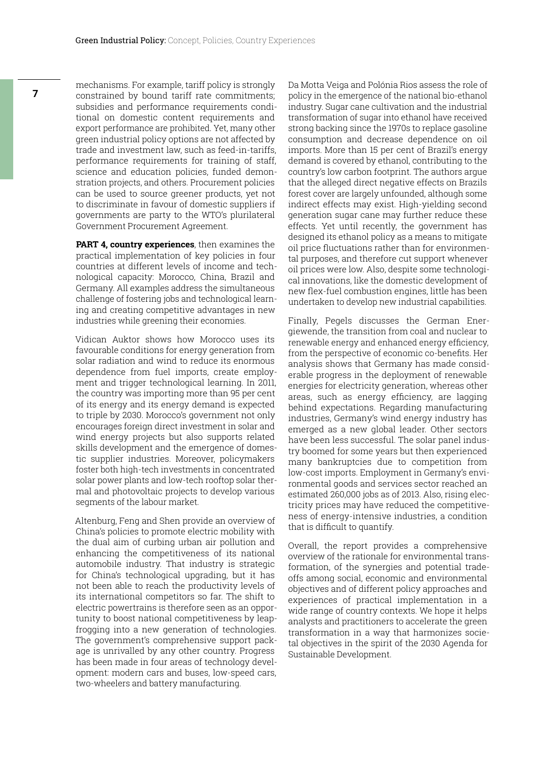mechanisms. For example, tariff policy is strongly constrained by bound tariff rate commitments; subsidies and performance requirements conditional on domestic content requirements and export performance are prohibited. Yet, many other green industrial policy options are not affected by trade and investment law, such as feed-in-tariffs, performance requirements for training of staff, science and education policies, funded demonstration projects, and others. Procurement policies can be used to source greener products, yet not to discriminate in favour of domestic suppliers if governments are party to the WTO's plurilateral Government Procurement Agreement.

**PART 4, country experiences**, then examines the practical implementation of key policies in four countries at different levels of income and technological capacity: Morocco, China, Brazil and Germany. All examples address the simultaneous challenge of fostering jobs and technological learning and creating competitive advantages in new industries while greening their economies.

Vidican Auktor shows how Morocco uses its favourable conditions for energy generation from solar radiation and wind to reduce its enormous dependence from fuel imports, create employment and trigger technological learning. In 2011, the country was importing more than 95 per cent of its energy and its energy demand is expected to triple by 2030. Morocco's government not only encourages foreign direct investment in solar and wind energy projects but also supports related skills development and the emergence of domestic supplier industries. Moreover, policymakers foster both high-tech investments in concentrated solar power plants and low-tech rooftop solar thermal and photovoltaic projects to develop various segments of the labour market.

Altenburg, Feng and Shen provide an overview of China's policies to promote electric mobility with the dual aim of curbing urban air pollution and enhancing the competitiveness of its national automobile industry. That industry is strategic for China's technological upgrading, but it has not been able to reach the productivity levels of its international competitors so far. The shift to electric powertrains is therefore seen as an opportunity to boost national competitiveness by leapfrogging into a new generation of technologies. The government's comprehensive support package is unrivalled by any other country. Progress has been made in four areas of technology development: modern cars and buses, low-speed cars, two-wheelers and battery manufacturing.

Da Motta Veiga and Polónia Rios assess the role of policy in the emergence of the national bio-ethanol industry. Sugar cane cultivation and the industrial transformation of sugar into ethanol have received strong backing since the 1970s to replace gasoline consumption and decrease dependence on oil imports. More than 15 per cent of Brazil's energy demand is covered by ethanol, contributing to the country's low carbon footprint. The authors argue that the alleged direct negative effects on Brazils forest cover are largely unfounded, although some indirect effects may exist. High-yielding second generation sugar cane may further reduce these effects. Yet until recently, the government has designed its ethanol policy as a means to mitigate oil price fluctuations rather than for environmental purposes, and therefore cut support whenever oil prices were low. Also, despite some technological innovations, like the domestic development of new flex-fuel combustion engines, little has been undertaken to develop new industrial capabilities.

Finally, Pegels discusses the German Energiewende, the transition from coal and nuclear to renewable energy and enhanced energy efficiency, from the perspective of economic co-benefits. Her analysis shows that Germany has made considerable progress in the deployment of renewable energies for electricity generation, whereas other areas, such as energy efficiency, are lagging behind expectations. Regarding manufacturing industries, Germany's wind energy industry has emerged as a new global leader. Other sectors have been less successful. The solar panel industry boomed for some years but then experienced many bankruptcies due to competition from low-cost imports. Employment in Germany's environmental goods and services sector reached an estimated 260,000 jobs as of 2013. Also, rising electricity prices may have reduced the competitiveness of energy-intensive industries, a condition that is difficult to quantify.

Overall, the report provides a comprehensive overview of the rationale for environmental transformation, of the synergies and potential trade-offs among social, economic and environmental objectives and of different policy approaches and experiences of practical implementation in a wide range of country contexts. We hope it helps analysts and practitioners to accelerate the green transformation in a way that harmonizes societal objectives in the spirit of the 2030 Agenda for Sustainable Development.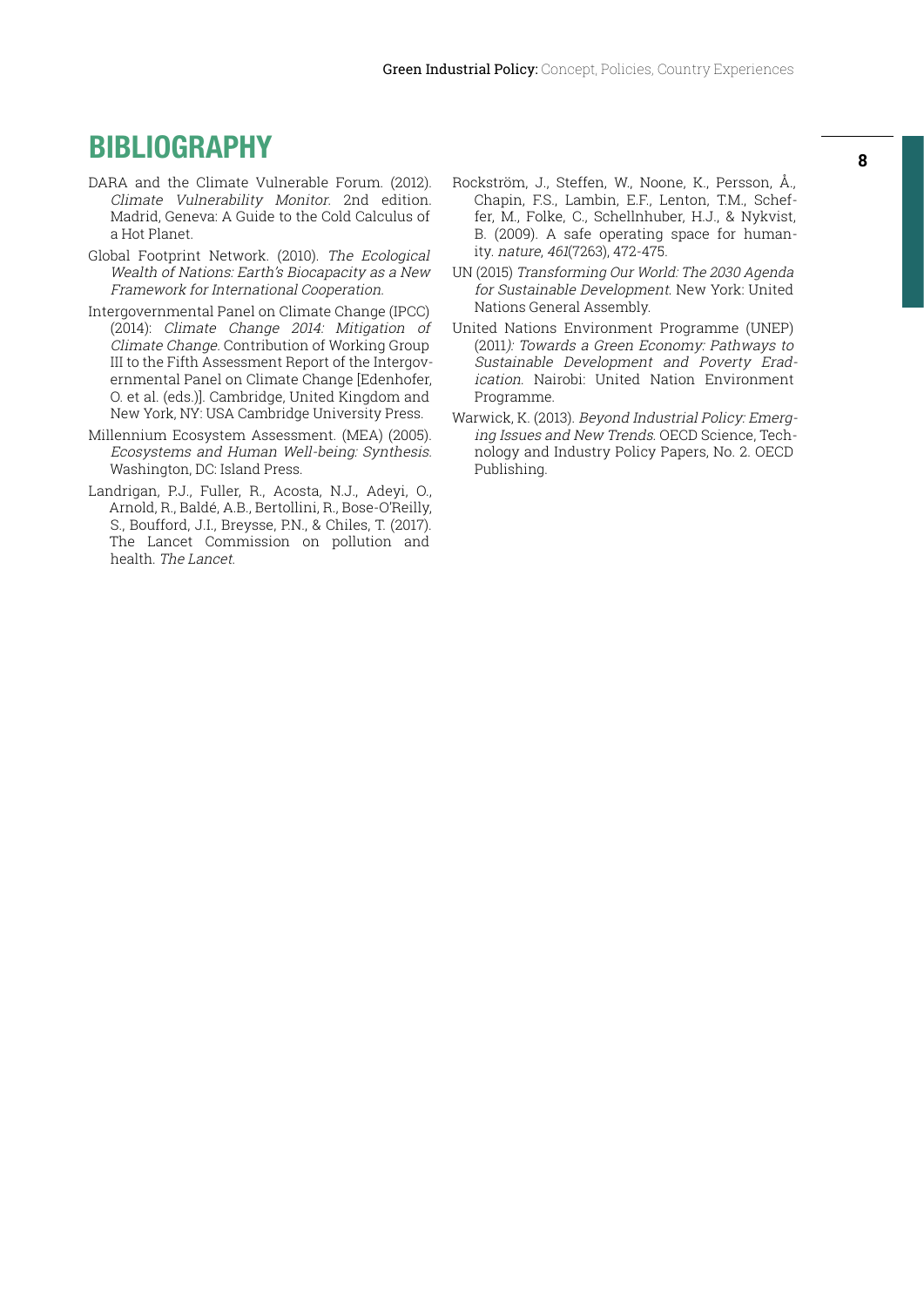# BIBLIOGRAPHY

DARA and the Climate Vulnerable Forum. (2012). *Climate Vulnerability Monitor*. 2nd edition. Madrid, Geneva: A Guide to the Cold Calculus of a Hot Planet.

Global Footprint Network. (2010). *The Ecological Wealth of Nations: Earth's Biocapacity as a New Framework for International Cooperation*.

Intergovernmental Panel on Climate Change (IPCC) (2014): *Climate Change 2014: Mitigation of Climate Change*. Contribution of Working Group III to the Fifth Assessment Report of the Intergovernmental Panel on Climate Change [Edenhofer, O. et al. (eds.)]. Cambridge, United Kingdom and New York, NY: USA Cambridge University Press.

Millennium Ecosystem Assessment. (MEA) (2005). *Ecosystems and Human Well-being: Synthesis*. Washington, DC: Island Press.

Landrigan, P.J., Fuller, R., Acosta, N.J., Adeyi, O., Arnold, R., Baldé, A.B., Bertollini, R., Bose-O'Reilly, S., Boufford, J.I., Breysse, P.N., & Chiles, T. (2017). The Lancet Commission on pollution and health. *The Lancet*.

Rockström, J., Steffen, W., Noone, K., Persson, Å., Chapin, F.S., Lambin, E.F., Lenton, T.M., Scheffer, M., Folke, C., Schellnhuber, H.J., & Nykvist, B. (2009). A safe operating space for humanity. *nature*, *461*(7263), 472-475.

UN (2015) *Transforming Our World: The 2030 Agenda for Sustainable Development*. New York: United Nations General Assembly.

United Nations Environment Programme (UNEP) (2011*): Towards a Green Economy: Pathways to Sustainable Development and Poverty Eradication*. Nairobi: United Nation Environment Programme.

Warwick, K. (2013). *Beyond Industrial Policy: Emerging Issues and New Trends*. OECD Science, Technology and Industry Policy Papers, No. 2. OECD Publishing.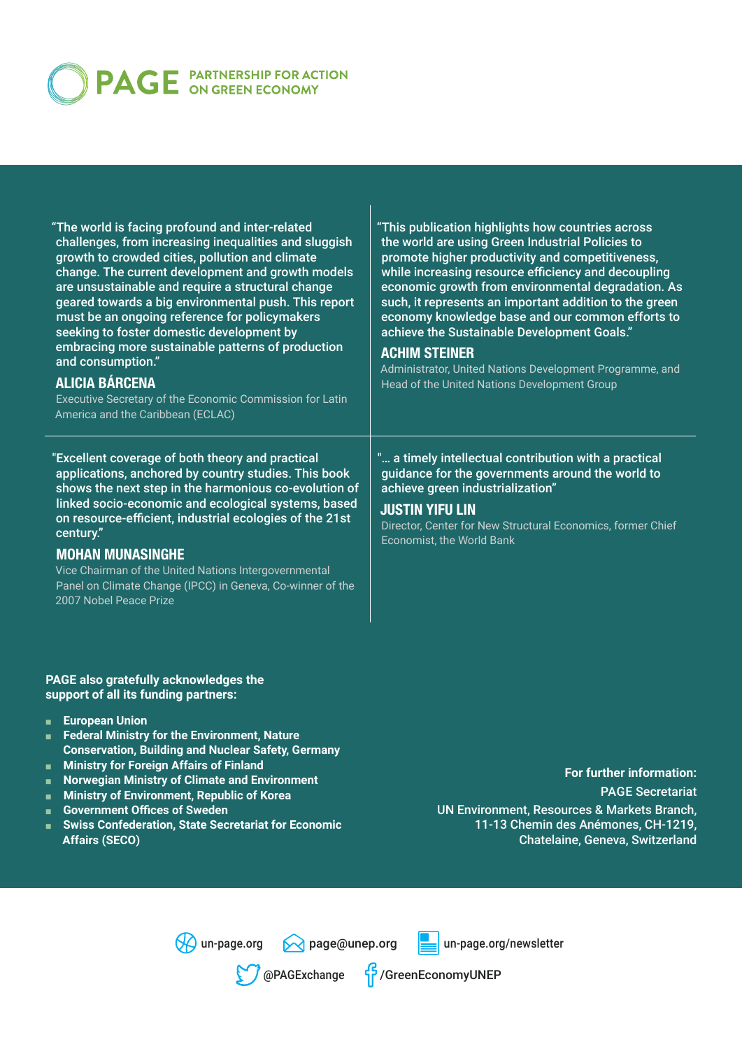**PAGE** PARTNERSHIP FOR ACTION ON GREEN ECONOMY

"The world is facing profound and inter-related challenges, from increasing inequalities and sluggish growth to crowded cities, pollution and climate change. The current development and growth models are unsustainable and require a structural change geared towards a big environmental push. This report must be an ongoing reference for policymakers seeking to foster domestic development by embracing more sustainable patterns of production and consumption."

**ALICIA BÁRCENA**
Executive Secretary of the Economic Commission for Latin America and the Caribbean (ECLAC)

"This publication highlights how countries across the world are using Green Industrial Policies to promote higher productivity and competitiveness, while increasing resource efficiency and decoupling economic growth from environmental degradation. As such, it represents an important addition to the green economy knowledge base and our common efforts to achieve the Sustainable Development Goals."

**ACHIM STEINER**
Administrator, United Nations Development Programme, and Head of the United Nations Development Group

"Excellent coverage of both theory and practical applications, anchored by country studies. This book shows the next step in the harmonious co-evolution of linked socio-economic and ecological systems, based on resource-efficient, industrial ecologies of the 21st century."

**MOHAN MUNASINGHE**
Vice Chairman of the United Nations Intergovernmental Panel on Climate Change (IPCC) in Geneva, Co-winner of the 2007 Nobel Peace Prize

"... a timely intellectual contribution with a practical guidance for the governments around the world to achieve green industrialization"

**JUSTIN YIFU LIN**
Director, Center for New Structural Economics, former Chief Economist, the World Bank

**PAGE also gratefully acknowledges the support of all its funding partners:**

- **European Union**
- **Federal Ministry for the Environment, Nature Conservation, Building and Nuclear Safety, Germany**
- **Ministry for Foreign Affairs of Finland**
- **Norwegian Ministry of Climate and Environment**
- **Ministry of Environment, Republic of Korea**
- **Government Offices of Sweden**
- **Swiss Confederation, State Secretariat for Economic Affairs (SECO)**

**For further information:**
PAGE Secretariat
UN Environment, Resources & Markets Branch,
11-13 Chemin des Anémones, CH-1219,
Chatelaine, Geneva, Switzerland

un-page.org | page@unep.org | un-page.org/newsletter
@PAGExchange | /GreenEconomyUNEP